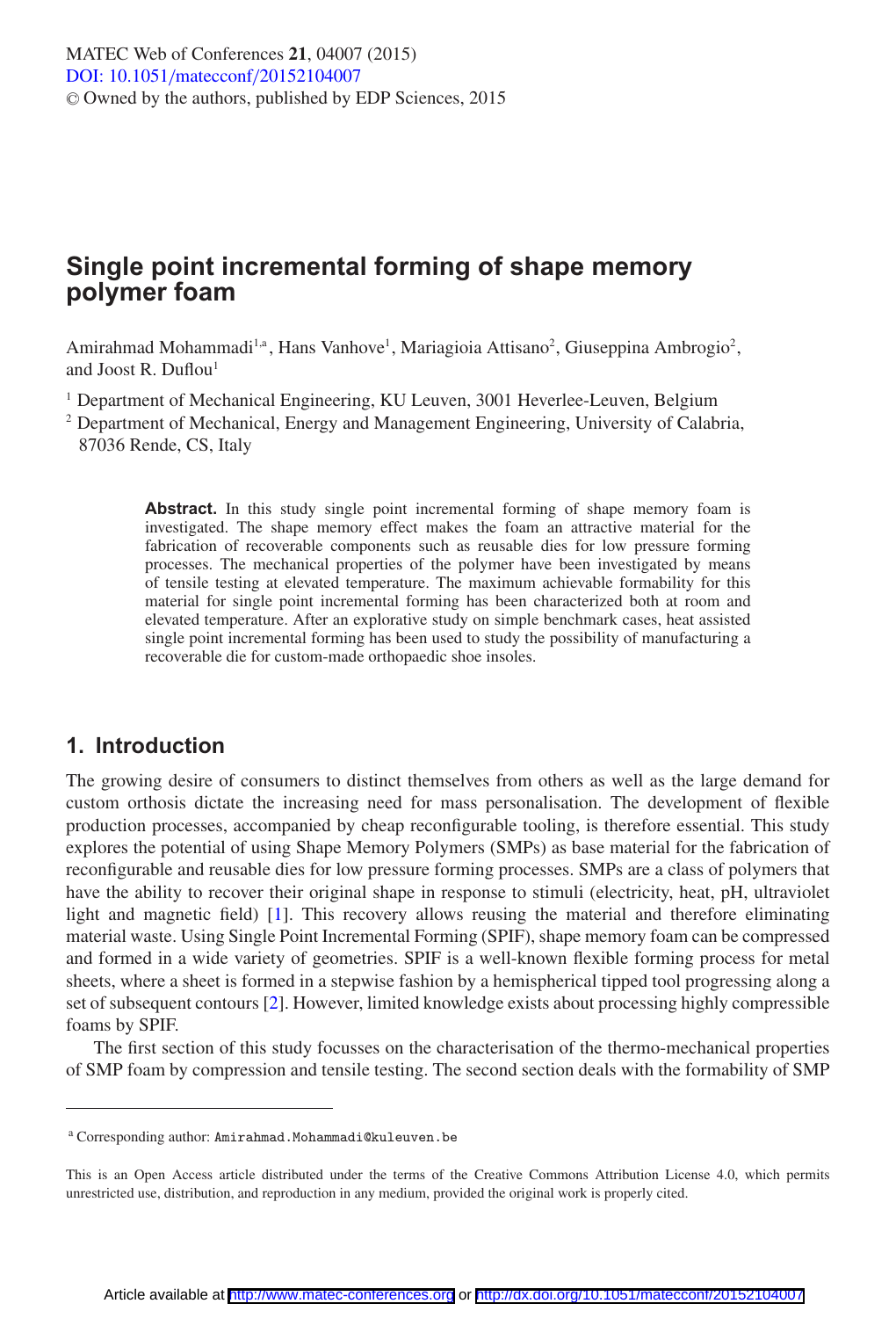# Single point incremental forming of shape memory polymer foam

Amirahmad Mohammadi[1,a], Hans Vanhove[1], Mariagioia Attisano[2], Giuseppina Ambrogio[2], and Joost R. Duflou[1]

[1] Department of Mechanical Engineering, KU Leuven, 3001 Heverlee-Leuven, Belgium

[2] Department of Mechanical, Energy and Management Engineering, University of Calabria, 87036 Rende, CS, Italy

**Abstract.** In this study single point incremental forming of shape memory foam is investigated. The shape memory effect makes the foam an attractive material for the fabrication of recoverable components such as reusable dies for low pressure forming processes. The mechanical properties of the polymer have been investigated by means of tensile testing at elevated temperature. The maximum achievable formability for this material for single point incremental forming has been characterized both at room and elevated temperature. After an explorative study on simple benchmark cases, heat assisted single point incremental forming has been used to study the possibility of manufacturing a recoverable die for custom-made orthopaedic shoe insoles.

## 1. Introduction

The growing desire of consumers to distinct themselves from others as well as the large demand for custom orthosis dictate the increasing need for mass personalisation. The development of flexible production processes, accompanied by cheap reconfigurable tooling, is therefore essential. This study explores the potential of using Shape Memory Polymers (SMPs) as base material for the fabrication of reconfigurable and reusable dies for low pressure forming processes. SMPs are a class of polymers that have the ability to recover their original shape in response to stimuli (electricity, heat, pH, ultraviolet light and magnetic field) [1]. This recovery allows reusing the material and therefore eliminating material waste. Using Single Point Incremental Forming (SPIF), shape memory foam can be compressed and formed in a wide variety of geometries. SPIF is a well-known flexible forming process for metal sheets, where a sheet is formed in a stepwise fashion by a hemispherical tipped tool progressing along a set of subsequent contours [2]. However, limited knowledge exists about processing highly compressible foams by SPIF.

The first section of this study focusses on the characterisation of the thermo-mechanical properties of SMP foam by compression and tensile testing. The second section deals with the formability of SMP

[a] Corresponding author: Amirahmad.Mohammadi@kuleuven.be

This is an Open Access article distributed under the terms of the Creative Commons Attribution License 4.0, which permits unrestricted use, distribution, and reproduction in any medium, provided the original work is properly cited.

Article available at http://www.matec-conferences.org or http://dx.doi.org/10.1051/matecconf/20152104007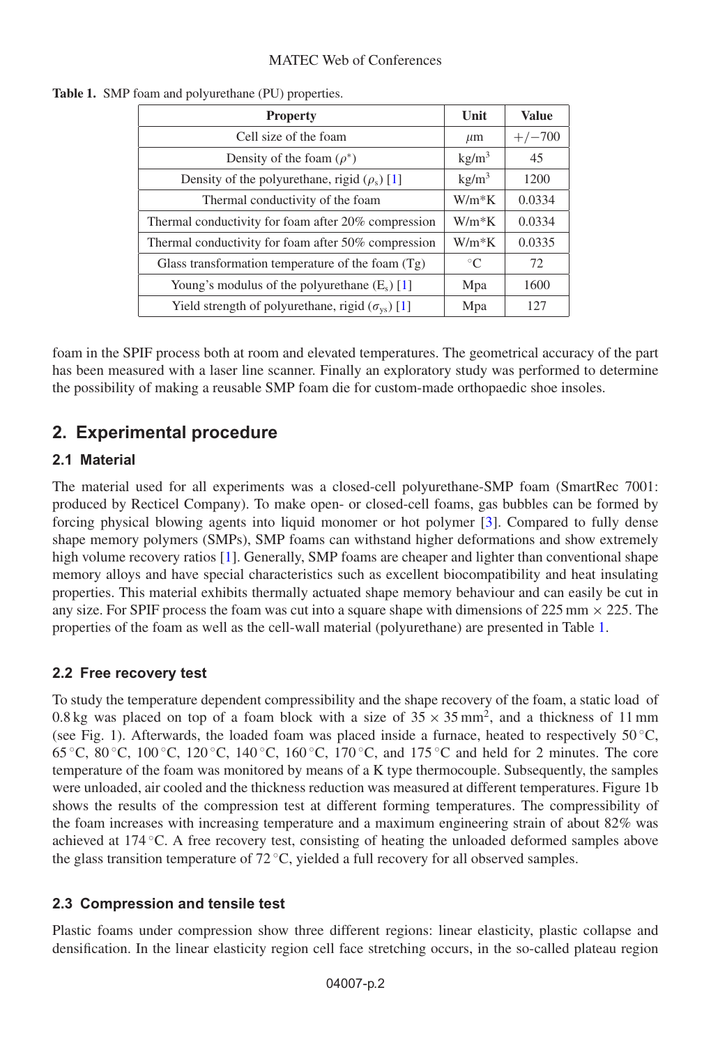**Table 1.** SMP foam and polyurethane (PU) properties.

| Property | Unit | Value |
|---|---|---|
| Cell size of the foam | $\mu$m | +/−700 |
| Density of the foam ($\rho^*$) | kg/m$^3$ | 45 |
| Density of the polyurethane, rigid ($\rho_s$) [1] | kg/m$^3$ | 1200 |
| Thermal conductivity of the foam | W/m*K | 0.0334 |
| Thermal conductivity for foam after 20% compression | W/m*K | 0.0334 |
| Thermal conductivity for foam after 50% compression | W/m*K | 0.0335 |
| Glass transformation temperature of the foam (Tg) | °C | 72 |
| Young's modulus of the polyurethane ($E_s$) [1] | Mpa | 1600 |
| Yield strength of polyurethane, rigid ($\sigma_{ys}$) [1] | Mpa | 127 |

foam in the SPIF process both at room and elevated temperatures. The geometrical accuracy of the part has been measured with a laser line scanner. Finally an exploratory study was performed to determine the possibility of making a reusable SMP foam die for custom-made orthopaedic shoe insoles.

## 2. Experimental procedure

### 2.1 Material

The material used for all experiments was a closed-cell polyurethane-SMP foam (SmartRec 7001: produced by Recticel Company). To make open- or closed-cell foams, gas bubbles can be formed by forcing physical blowing agents into liquid monomer or hot polymer [3]. Compared to fully dense shape memory polymers (SMPs), SMP foams can withstand higher deformations and show extremely high volume recovery ratios [1]. Generally, SMP foams are cheaper and lighter than conventional shape memory alloys and have special characteristics such as excellent biocompatibility and heat insulating properties. This material exhibits thermally actuated shape memory behaviour and can easily be cut in any size. For SPIF process the foam was cut into a square shape with dimensions of 225 mm × 225. The properties of the foam as well as the cell-wall material (polyurethane) are presented in Table 1.

### 2.2 Free recovery test

To study the temperature dependent compressibility and the shape recovery of the foam, a static load of 0.8 kg was placed on top of a foam block with a size of 35 × 35 mm$^2$, and a thickness of 11 mm (see Fig. 1). Afterwards, the loaded foam was placed inside a furnace, heated to respectively 50 °C, 65 °C, 80 °C, 100 °C, 120 °C, 140 °C, 160 °C, 170 °C, and 175 °C and held for 2 minutes. The core temperature of the foam was monitored by means of a K type thermocouple. Subsequently, the samples were unloaded, air cooled and the thickness reduction was measured at different temperatures. Figure 1b shows the results of the compression test at different forming temperatures. The compressibility of the foam increases with increasing temperature and a maximum engineering strain of about 82% was achieved at 174 °C. A free recovery test, consisting of heating the unloaded deformed samples above the glass transition temperature of 72 °C, yielded a full recovery for all observed samples.

### 2.3 Compression and tensile test

Plastic foams under compression show three different regions: linear elasticity, plastic collapse and densification. In the linear elasticity region cell face stretching occurs, in the so-called plateau region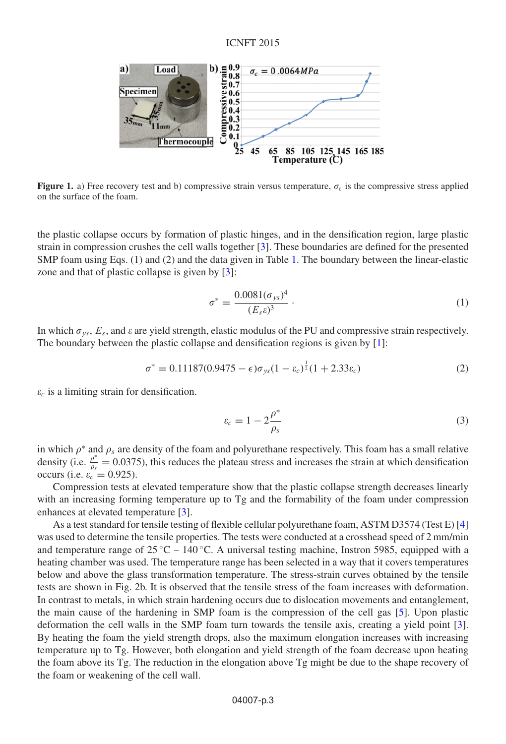**Figure 1.** a) Free recovery test and b) compressive strain versus temperature, $\sigma_c$ is the compressive stress applied on the surface of the foam.

the plastic collapse occurs by formation of plastic hinges, and in the densification region, large plastic strain in compression crushes the cell walls together [3]. These boundaries are defined for the presented SMP foam using Eqs. (1) and (2) and the data given in Table 1. The boundary between the linear-elastic zone and that of plastic collapse is given by [3]:

$$\sigma^* = \frac{0.0081(\sigma_{ys})^4}{(E_s \varepsilon)^3}. \tag{1}$$

In which $\sigma_{ys}$, $E_s$, and $\varepsilon$ are yield strength, elastic modulus of the PU and compressive strain respectively. The boundary between the plastic collapse and densification regions is given by [1]:

$$\sigma^* = 0.11187(0.9475 - \epsilon)\sigma_{ys}(1 - \varepsilon_c)^{\frac{1}{2}}(1 + 2.33\varepsilon_c) \tag{2}$$

$\varepsilon_c$ is a limiting strain for densification.

$$\varepsilon_c = 1 - 2\frac{\rho^*}{\rho_s} \tag{3}$$

in which $\rho^*$ and $\rho_s$ are density of the foam and polyurethane respectively. This foam has a small relative density (i.e. $\frac{\rho^*}{\rho_s} = 0.0375$), this reduces the plateau stress and increases the strain at which densification occurs (i.e. $\varepsilon_c = 0.925$).

Compression tests at elevated temperature show that the plastic collapse strength decreases linearly with an increasing forming temperature up to Tg and the formability of the foam under compression enhances at elevated temperature [3].

As a test standard for tensile testing of flexible cellular polyurethane foam, ASTM D3574 (Test E) [4] was used to determine the tensile properties. The tests were conducted at a crosshead speed of 2 mm/min and temperature range of 25 °C – 140 °C. A universal testing machine, Instron 5985, equipped with a heating chamber was used. The temperature range has been selected in a way that it covers temperatures below and above the glass transformation temperature. The stress-strain curves obtained by the tensile tests are shown in Fig. 2b. It is observed that the tensile stress of the foam increases with deformation. In contrast to metals, in which strain hardening occurs due to dislocation movements and entanglement, the main cause of the hardening in SMP foam is the compression of the cell gas [5]. Upon plastic deformation the cell walls in the SMP foam turn towards the tensile axis, creating a yield point [3]. By heating the foam the yield strength drops, also the maximum elongation increases with increasing temperature up to Tg. However, both elongation and yield strength of the foam decrease upon heating the foam above its Tg. The reduction in the elongation above Tg might be due to the shape recovery of the foam or weakening of the cell wall.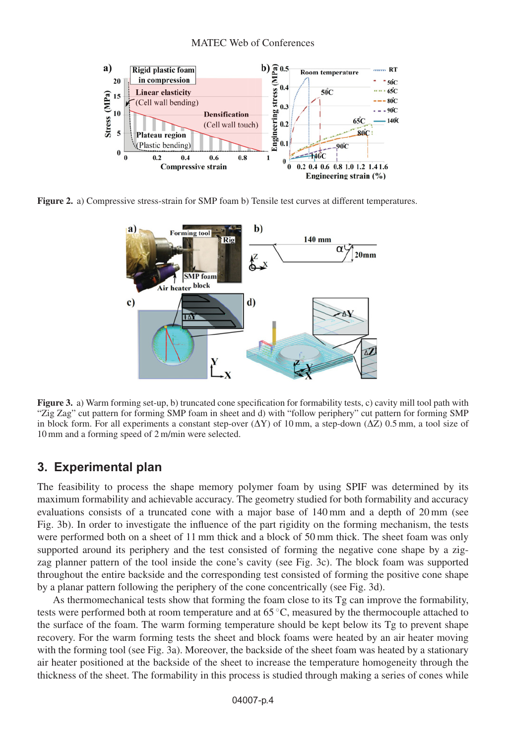**Figure 2.** a) Compressive stress-strain for SMP foam b) Tensile test curves at different temperatures.

**Figure 3.** a) Warm forming set-up, b) truncated cone specification for formability tests, c) cavity mill tool path with "Zig Zag" cut pattern for forming SMP foam in sheet and d) with "follow periphery" cut pattern for forming SMP in block form. For all experiments a constant step-over ($\Delta Y$) of 10 mm, a step-down ($\Delta Z$) 0.5 mm, a tool size of 10 mm and a forming speed of 2 m/min were selected.

## 3. Experimental plan

The feasibility to process the shape memory polymer foam by using SPIF was determined by its maximum formability and achievable accuracy. The geometry studied for both formability and accuracy evaluations consists of a truncated cone with a major base of 140 mm and a depth of 20 mm (see Fig. 3b). In order to investigate the influence of the part rigidity on the forming mechanism, the tests were performed both on a sheet of 11 mm thick and a block of 50 mm thick. The sheet foam was only supported around its periphery and the test consisted of forming the negative cone shape by a zig-zag planner pattern of the tool inside the cone's cavity (see Fig. 3c). The block foam was supported throughout the entire backside and the corresponding test consisted of forming the positive cone shape by a planar pattern following the periphery of the cone concentrically (see Fig. 3d).

As thermomechanical tests show that forming the foam close to its Tg can improve the formability, tests were performed both at room temperature and at 65 °C, measured by the thermocouple attached to the surface of the foam. The warm forming temperature should be kept below its Tg to prevent shape recovery. For the warm forming tests the sheet and block foams were heated by an air heater moving with the forming tool (see Fig. 3a). Moreover, the backside of the sheet foam was heated by a stationary air heater positioned at the backside of the sheet to increase the temperature homogeneity through the thickness of the sheet. The formability in this process is studied through making a series of cones while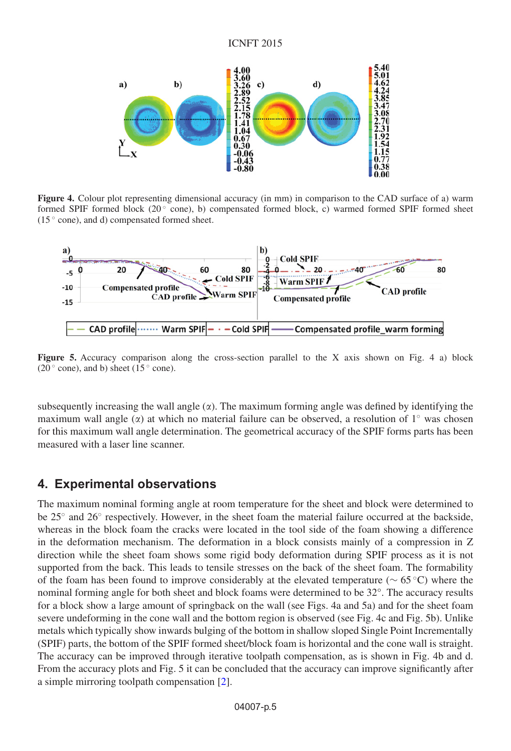**Figure 4.** Colour plot representing dimensional accuracy (in mm) in comparison to the CAD surface of a) warm formed SPIF formed block (20° cone), b) compensated formed block, c) warmed formed SPIF formed sheet (15° cone), and d) compensated formed sheet.

**Figure 5.** Accuracy comparison along the cross-section parallel to the X axis shown on Fig. 4 a) block (20° cone), and b) sheet (15° cone).

subsequently increasing the wall angle ($\alpha$). The maximum forming angle was defined by identifying the maximum wall angle ($\alpha$) at which no material failure can be observed, a resolution of 1° was chosen for this maximum wall angle determination. The geometrical accuracy of the SPIF forms parts has been measured with a laser line scanner.

## 4. Experimental observations

The maximum nominal forming angle at room temperature for the sheet and block were determined to be 25° and 26° respectively. However, in the sheet foam the material failure occurred at the backside, whereas in the block foam the cracks were located in the tool side of the foam showing a difference in the deformation mechanism. The deformation in a block consists mainly of a compression in Z direction while the sheet foam shows some rigid body deformation during SPIF process as it is not supported from the back. This leads to tensile stresses on the back of the sheet foam. The formability of the foam has been found to improve considerably at the elevated temperature (∼ 65 °C) where the nominal forming angle for both sheet and block foams were determined to be 32°. The accuracy results for a block show a large amount of springback on the wall (see Figs. 4a and 5a) and for the sheet foam severe undeforming in the cone wall and the bottom region is observed (see Fig. 4c and Fig. 5b). Unlike metals which typically show inwards bulging of the bottom in shallow sloped Single Point Incrementally (SPIF) parts, the bottom of the SPIF formed sheet/block foam is horizontal and the cone wall is straight. The accuracy can be improved through iterative toolpath compensation, as is shown in Fig. 4b and d. From the accuracy plots and Fig. 5 it can be concluded that the accuracy can improve significantly after a simple mirroring toolpath compensation [2].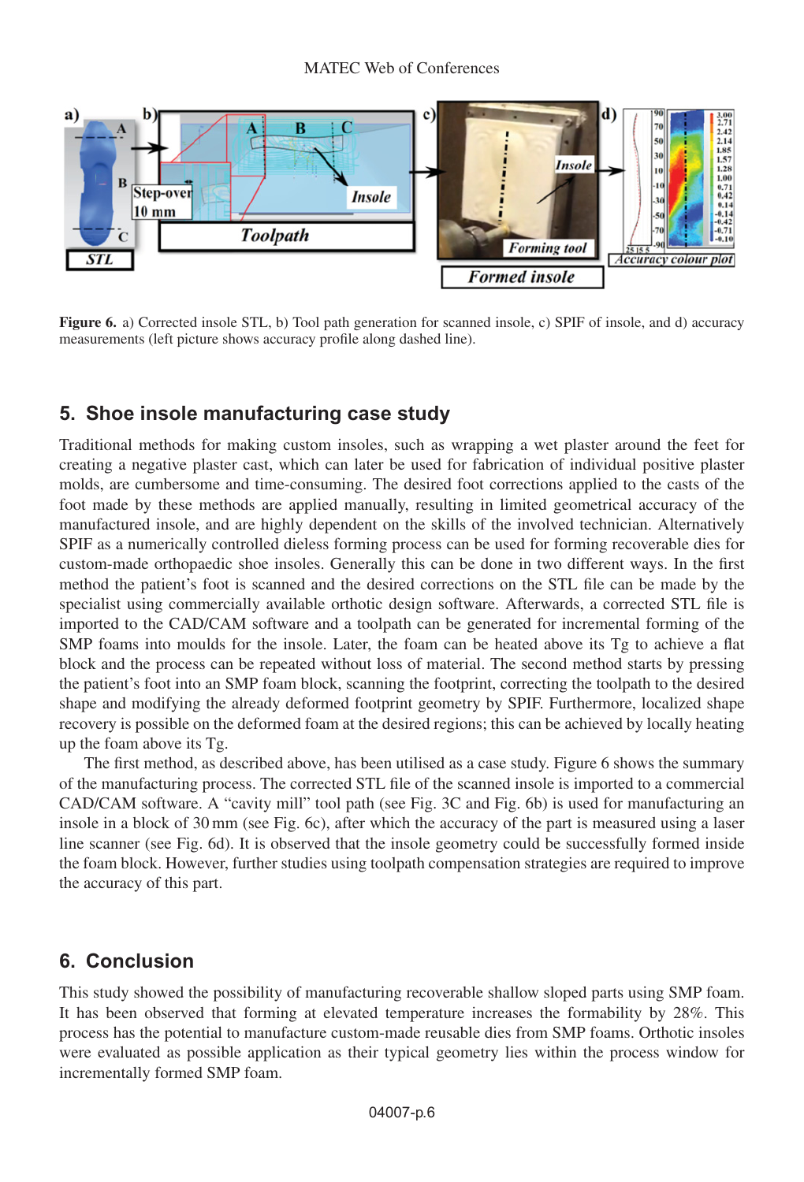a) A B C STL

b) A B C Step-over 10 mm Insole Toolpath

c) Insole Forming tool Formed insole

d) 90 70 50 30 10 -10 -30 -50 -70 -90 25 15 5 3.00 2.71 2.42 2.14 1.85 1.57 1.28 1.00 0.71 0.42 0.14 -0.14 -0.42 -0.71 -0.10 Accuracy colour plot

**Figure 6.** a) Corrected insole STL, b) Tool path generation for scanned insole, c) SPIF of insole, and d) accuracy measurements (left picture shows accuracy profile along dashed line).

## 5. Shoe insole manufacturing case study

Traditional methods for making custom insoles, such as wrapping a wet plaster around the feet for creating a negative plaster cast, which can later be used for fabrication of individual positive plaster molds, are cumbersome and time-consuming. The desired foot corrections applied to the casts of the foot made by these methods are applied manually, resulting in limited geometrical accuracy of the manufactured insole, and are highly dependent on the skills of the involved technician. Alternatively SPIF as a numerically controlled dieless forming process can be used for forming recoverable dies for custom-made orthopaedic shoe insoles. Generally this can be done in two different ways. In the first method the patient's foot is scanned and the desired corrections on the STL file can be made by the specialist using commercially available orthotic design software. Afterwards, a corrected STL file is imported to the CAD/CAM software and a toolpath can be generated for incremental forming of the SMP foams into moulds for the insole. Later, the foam can be heated above its Tg to achieve a flat block and the process can be repeated without loss of material. The second method starts by pressing the patient's foot into an SMP foam block, scanning the footprint, correcting the toolpath to the desired shape and modifying the already deformed footprint geometry by SPIF. Furthermore, localized shape recovery is possible on the deformed foam at the desired regions; this can be achieved by locally heating up the foam above its Tg.

The first method, as described above, has been utilised as a case study. Figure 6 shows the summary of the manufacturing process. The corrected STL file of the scanned insole is imported to a commercial CAD/CAM software. A "cavity mill" tool path (see Fig. 3C and Fig. 6b) is used for manufacturing an insole in a block of 30 mm (see Fig. 6c), after which the accuracy of the part is measured using a laser line scanner (see Fig. 6d). It is observed that the insole geometry could be successfully formed inside the foam block. However, further studies using toolpath compensation strategies are required to improve the accuracy of this part.

## 6. Conclusion

This study showed the possibility of manufacturing recoverable shallow sloped parts using SMP foam. It has been observed that forming at elevated temperature increases the formability by 28%. This process has the potential to manufacture custom-made reusable dies from SMP foams. Orthotic insoles were evaluated as possible application as their typical geometry lies within the process window for incrementally formed SMP foam.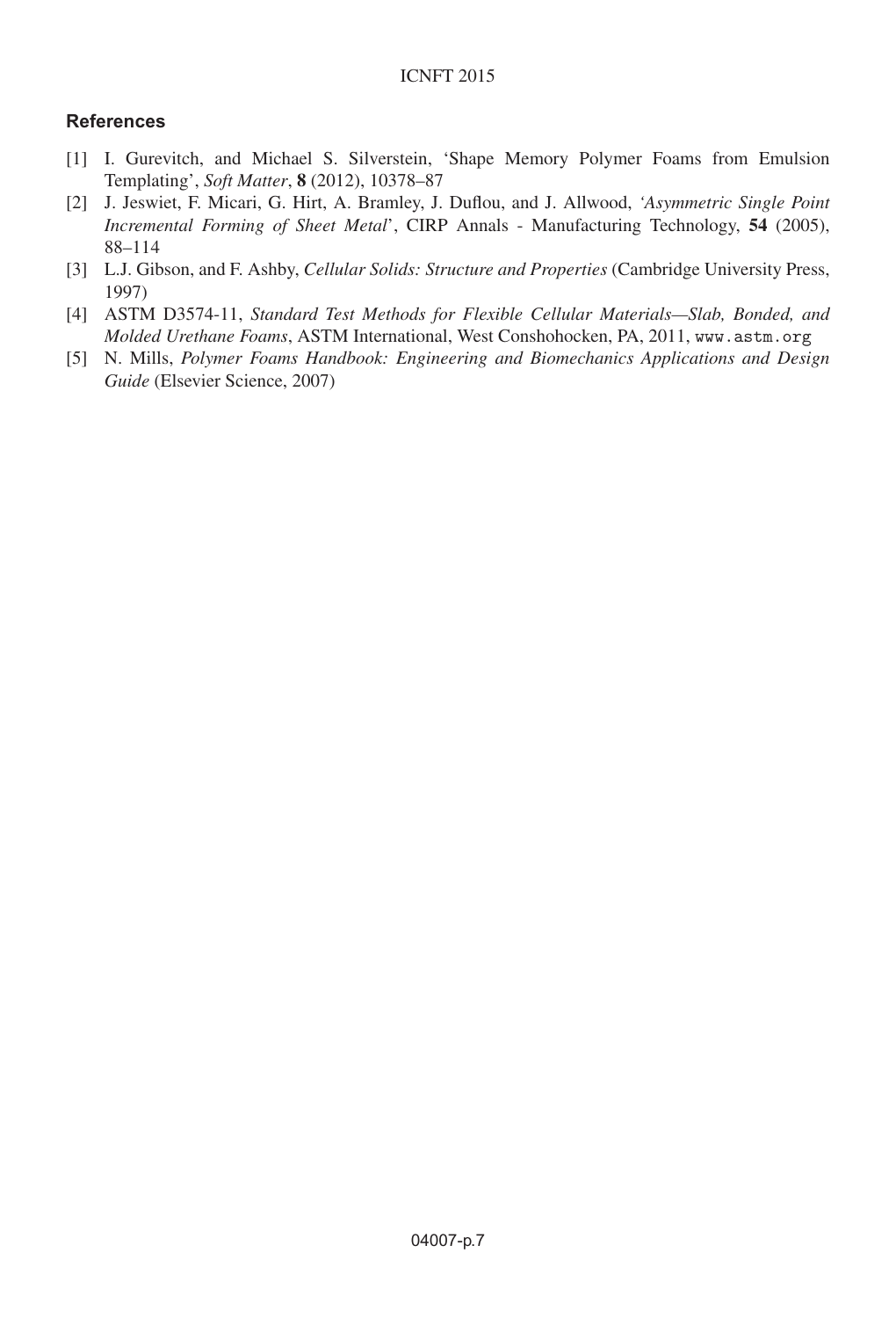## References

[1] I. Gurevitch, and Michael S. Silverstein, 'Shape Memory Polymer Foams from Emulsion Templating', *Soft Matter*, **8** (2012), 10378–87

[2] J. Jeswiet, F. Micari, G. Hirt, A. Bramley, J. Duflou, and J. Allwood, *'Asymmetric Single Point Incremental Forming of Sheet Metal'*, CIRP Annals - Manufacturing Technology, **54** (2005), 88–114

[3] L.J. Gibson, and F. Ashby, *Cellular Solids: Structure and Properties* (Cambridge University Press, 1997)

[4] ASTM D3574-11, *Standard Test Methods for Flexible Cellular Materials—Slab, Bonded, and Molded Urethane Foams*, ASTM International, West Conshohocken, PA, 2011, www.astm.org

[5] N. Mills, *Polymer Foams Handbook: Engineering and Biomechanics Applications and Design Guide* (Elsevier Science, 2007)